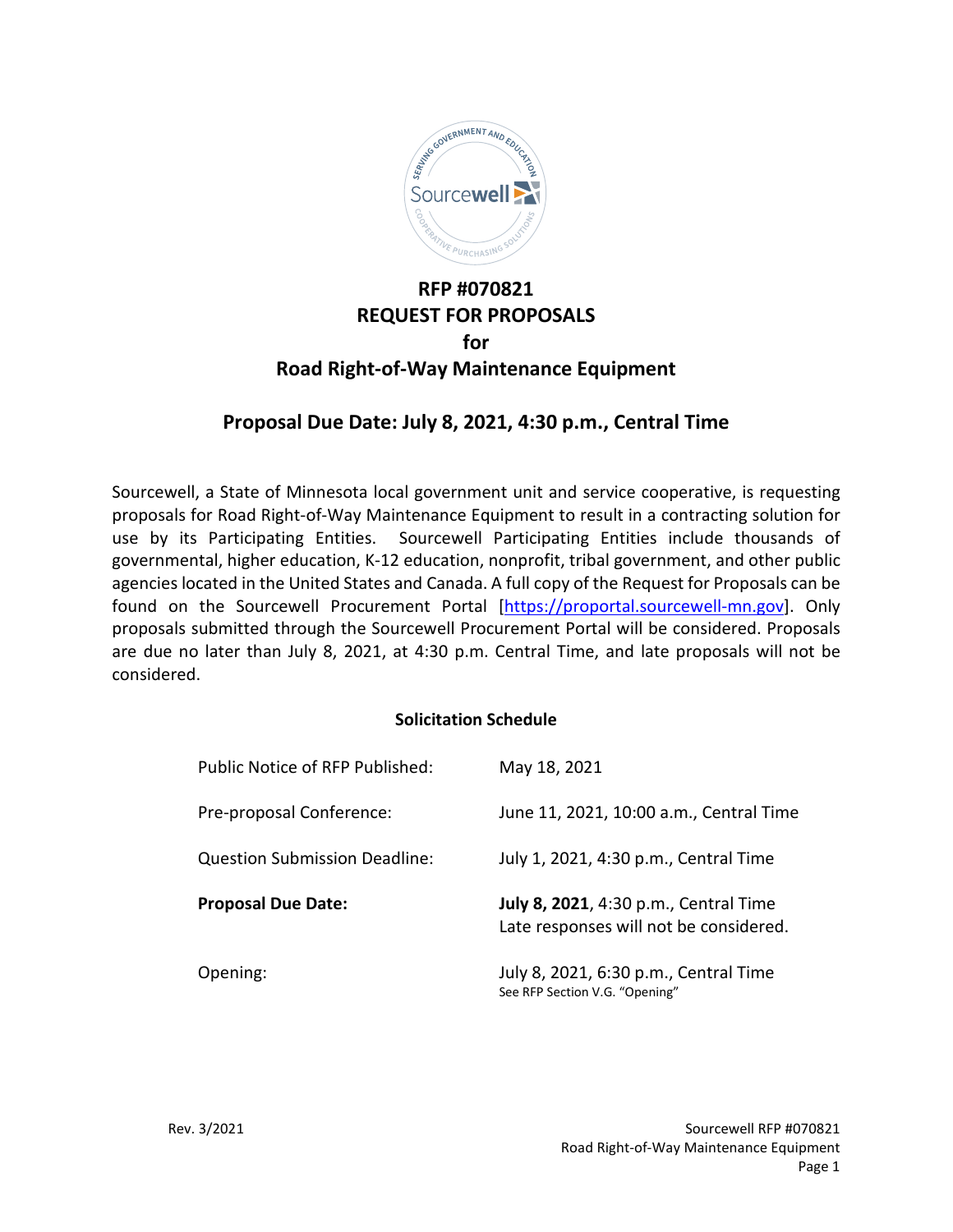# RFP #070821
# REQUEST FOR PROPOSALS
# for
# Road Right-of-Way Maintenance Equipment

## Proposal Due Date: July 8, 2021, 4:30 p.m., Central Time

Sourcewell, a State of Minnesota local government unit and service cooperative, is requesting proposals for Road Right-of-Way Maintenance Equipment to result in a contracting solution for use by its Participating Entities. Sourcewell Participating Entities include thousands of governmental, higher education, K-12 education, nonprofit, tribal government, and other public agencies located in the United States and Canada. A full copy of the Request for Proposals can be found on the Sourcewell Procurement Portal [https://proportal.sourcewell-mn.gov]. Only proposals submitted through the Sourcewell Procurement Portal will be considered. Proposals are due no later than July 8, 2021, at 4:30 p.m. Central Time, and late proposals will not be considered.

**Solicitation Schedule**

| | |
|---|---|
| Public Notice of RFP Published: | May 18, 2021 |
| Pre-proposal Conference: | June 11, 2021, 10:00 a.m., Central Time |
| Question Submission Deadline: | July 1, 2021, 4:30 p.m., Central Time |
| **Proposal Due Date:** | **July 8, 2021**, 4:30 p.m., Central Time<br>Late responses will not be considered. |
| Opening: | July 8, 2021, 6:30 p.m., Central Time<br>See RFP Section V.G. "Opening" |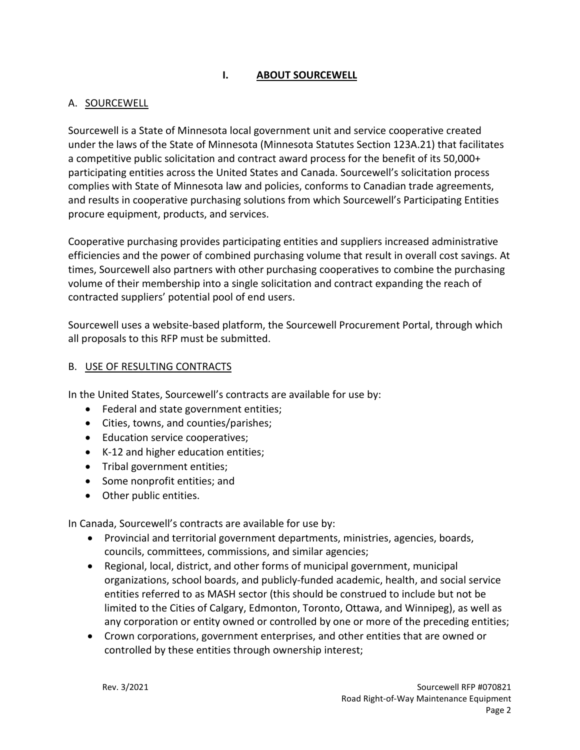# I. ABOUT SOURCEWELL

## A. SOURCEWELL

Sourcewell is a State of Minnesota local government unit and service cooperative created under the laws of the State of Minnesota (Minnesota Statutes Section 123A.21) that facilitates a competitive public solicitation and contract award process for the benefit of its 50,000+ participating entities across the United States and Canada. Sourcewell's solicitation process complies with State of Minnesota law and policies, conforms to Canadian trade agreements, and results in cooperative purchasing solutions from which Sourcewell's Participating Entities procure equipment, products, and services.

Cooperative purchasing provides participating entities and suppliers increased administrative efficiencies and the power of combined purchasing volume that result in overall cost savings. At times, Sourcewell also partners with other purchasing cooperatives to combine the purchasing volume of their membership into a single solicitation and contract expanding the reach of contracted suppliers' potential pool of end users.

Sourcewell uses a website-based platform, the Sourcewell Procurement Portal, through which all proposals to this RFP must be submitted.

## B. USE OF RESULTING CONTRACTS

In the United States, Sourcewell's contracts are available for use by:

- Federal and state government entities;
- Cities, towns, and counties/parishes;
- Education service cooperatives;
- K-12 and higher education entities;
- Tribal government entities;
- Some nonprofit entities; and
- Other public entities.

In Canada, Sourcewell's contracts are available for use by:

- Provincial and territorial government departments, ministries, agencies, boards, councils, committees, commissions, and similar agencies;
- Regional, local, district, and other forms of municipal government, municipal organizations, school boards, and publicly-funded academic, health, and social service entities referred to as MASH sector (this should be construed to include but not be limited to the Cities of Calgary, Edmonton, Toronto, Ottawa, and Winnipeg), as well as any corporation or entity owned or controlled by one or more of the preceding entities;
- Crown corporations, government enterprises, and other entities that are owned or controlled by these entities through ownership interest;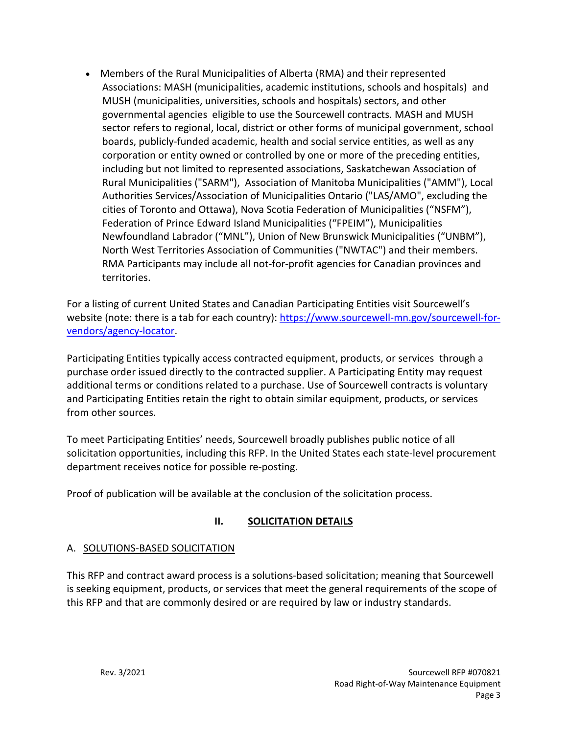- Members of the Rural Municipalities of Alberta (RMA) and their represented Associations: MASH (municipalities, academic institutions, schools and hospitals) and MUSH (municipalities, universities, schools and hospitals) sectors, and other governmental agencies eligible to use the Sourcewell contracts. MASH and MUSH sector refers to regional, local, district or other forms of municipal government, school boards, publicly-funded academic, health and social service entities, as well as any corporation or entity owned or controlled by one or more of the preceding entities, including but not limited to represented associations, Saskatchewan Association of Rural Municipalities ("SARM"), Association of Manitoba Municipalities ("AMM"), Local Authorities Services/Association of Municipalities Ontario ("LAS/AMO", excluding the cities of Toronto and Ottawa), Nova Scotia Federation of Municipalities ("NSFM"), Federation of Prince Edward Island Municipalities ("FPEIM"), Municipalities Newfoundland Labrador ("MNL"), Union of New Brunswick Municipalities ("UNBM"), North West Territories Association of Communities ("NWTAC") and their members. RMA Participants may include all not-for-profit agencies for Canadian provinces and territories.

For a listing of current United States and Canadian Participating Entities visit Sourcewell's website (note: there is a tab for each country): [https://www.sourcewell-mn.gov/sourcewell-for-vendors/agency-locator](https://www.sourcewell-mn.gov/sourcewell-for-vendors/agency-locator).

Participating Entities typically access contracted equipment, products, or services through a purchase order issued directly to the contracted supplier. A Participating Entity may request additional terms or conditions related to a purchase. Use of Sourcewell contracts is voluntary and Participating Entities retain the right to obtain similar equipment, products, or services from other sources.

To meet Participating Entities' needs, Sourcewell broadly publishes public notice of all solicitation opportunities, including this RFP. In the United States each state-level procurement department receives notice for possible re-posting.

Proof of publication will be available at the conclusion of the solicitation process.

## II. SOLICITATION DETAILS

### A. SOLUTIONS-BASED SOLICITATION

This RFP and contract award process is a solutions-based solicitation; meaning that Sourcewell is seeking equipment, products, or services that meet the general requirements of the scope of this RFP and that are commonly desired or are required by law or industry standards.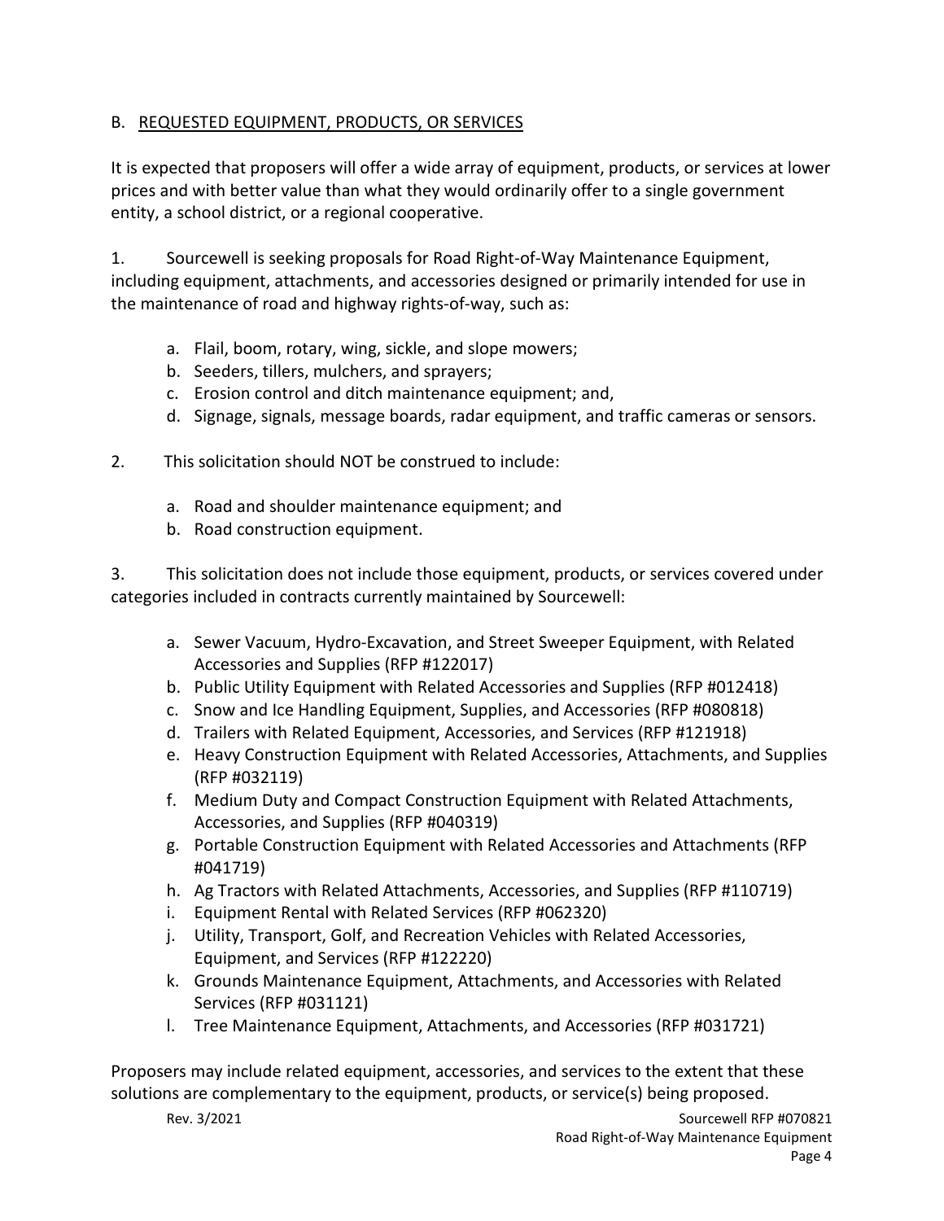## B. REQUESTED EQUIPMENT, PRODUCTS, OR SERVICES

It is expected that proposers will offer a wide array of equipment, products, or services at lower prices and with better value than what they would ordinarily offer to a single government entity, a school district, or a regional cooperative.

1. Sourcewell is seeking proposals for Road Right-of-Way Maintenance Equipment, including equipment, attachments, and accessories designed or primarily intended for use in the maintenance of road and highway rights-of-way, such as:

   a. Flail, boom, rotary, wing, sickle, and slope mowers;
   b. Seeders, tillers, mulchers, and sprayers;
   c. Erosion control and ditch maintenance equipment; and,
   d. Signage, signals, message boards, radar equipment, and traffic cameras or sensors.

2. This solicitation should NOT be construed to include:

   a. Road and shoulder maintenance equipment; and
   b. Road construction equipment.

3. This solicitation does not include those equipment, products, or services covered under categories included in contracts currently maintained by Sourcewell:

   a. Sewer Vacuum, Hydro-Excavation, and Street Sweeper Equipment, with Related Accessories and Supplies (RFP #122017)
   b. Public Utility Equipment with Related Accessories and Supplies (RFP #012418)
   c. Snow and Ice Handling Equipment, Supplies, and Accessories (RFP #080818)
   d. Trailers with Related Equipment, Accessories, and Services (RFP #121918)
   e. Heavy Construction Equipment with Related Accessories, Attachments, and Supplies (RFP #032119)
   f. Medium Duty and Compact Construction Equipment with Related Attachments, Accessories, and Supplies (RFP #040319)
   g. Portable Construction Equipment with Related Accessories and Attachments (RFP #041719)
   h. Ag Tractors with Related Attachments, Accessories, and Supplies (RFP #110719)
   i. Equipment Rental with Related Services (RFP #062320)
   j. Utility, Transport, Golf, and Recreation Vehicles with Related Accessories, Equipment, and Services (RFP #122220)
   k. Grounds Maintenance Equipment, Attachments, and Accessories with Related Services (RFP #031121)
   l. Tree Maintenance Equipment, Attachments, and Accessories (RFP #031721)

Proposers may include related equipment, accessories, and services to the extent that these solutions are complementary to the equipment, products, or service(s) being proposed.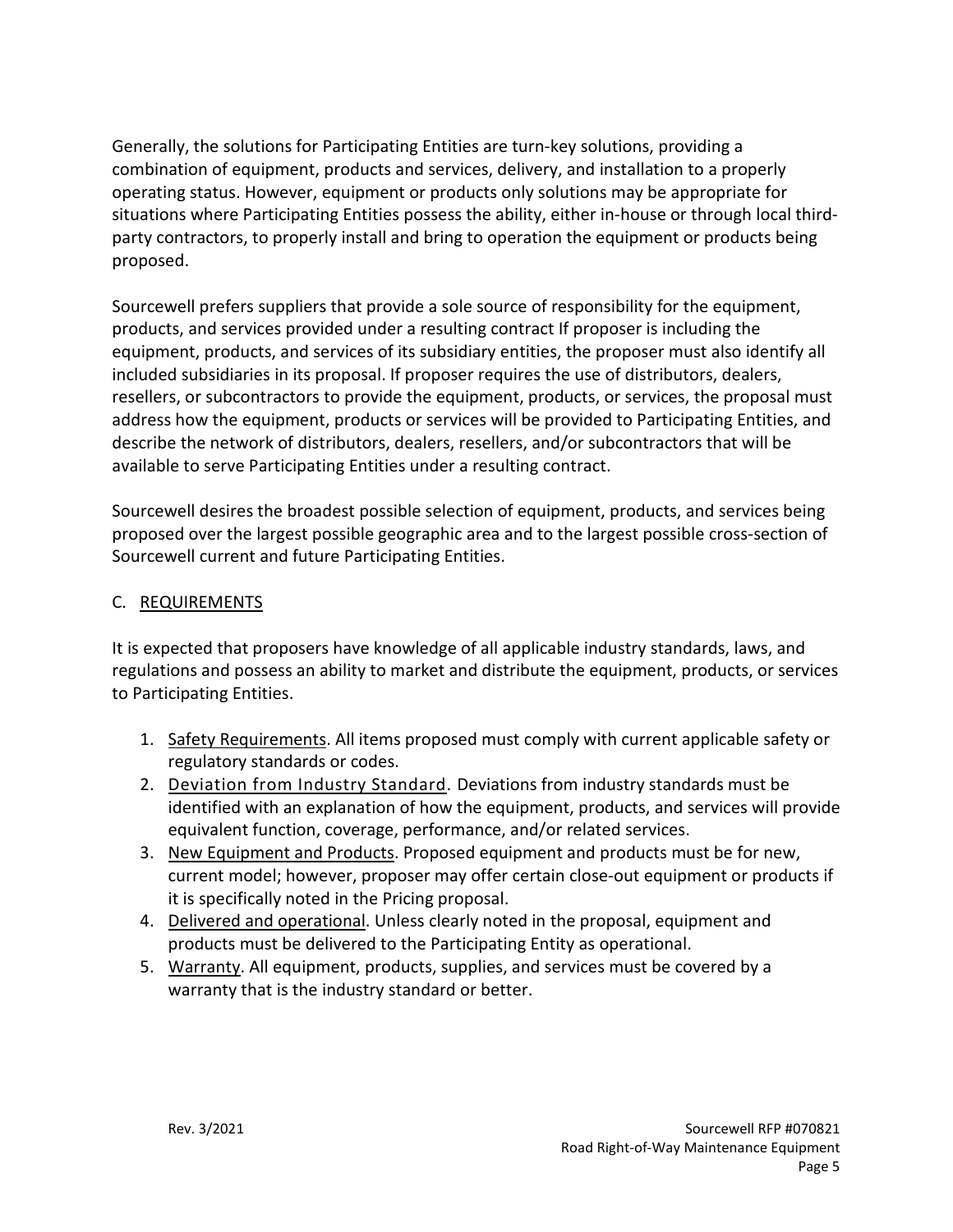Generally, the solutions for Participating Entities are turn-key solutions, providing a combination of equipment, products and services, delivery, and installation to a properly operating status. However, equipment or products only solutions may be appropriate for situations where Participating Entities possess the ability, either in-house or through local third-party contractors, to properly install and bring to operation the equipment or products being proposed.

Sourcewell prefers suppliers that provide a sole source of responsibility for the equipment, products, and services provided under a resulting contract If proposer is including the equipment, products, and services of its subsidiary entities, the proposer must also identify all included subsidiaries in its proposal. If proposer requires the use of distributors, dealers, resellers, or subcontractors to provide the equipment, products, or services, the proposal must address how the equipment, products or services will be provided to Participating Entities, and describe the network of distributors, dealers, resellers, and/or subcontractors that will be available to serve Participating Entities under a resulting contract.

Sourcewell desires the broadest possible selection of equipment, products, and services being proposed over the largest possible geographic area and to the largest possible cross-section of Sourcewell current and future Participating Entities.

## C. REQUIREMENTS

It is expected that proposers have knowledge of all applicable industry standards, laws, and regulations and possess an ability to market and distribute the equipment, products, or services to Participating Entities.

1. Safety Requirements. All items proposed must comply with current applicable safety or regulatory standards or codes.
2. Deviation from Industry Standard. Deviations from industry standards must be identified with an explanation of how the equipment, products, and services will provide equivalent function, coverage, performance, and/or related services.
3. New Equipment and Products. Proposed equipment and products must be for new, current model; however, proposer may offer certain close-out equipment or products if it is specifically noted in the Pricing proposal.
4. Delivered and operational. Unless clearly noted in the proposal, equipment and products must be delivered to the Participating Entity as operational.
5. Warranty. All equipment, products, supplies, and services must be covered by a warranty that is the industry standard or better.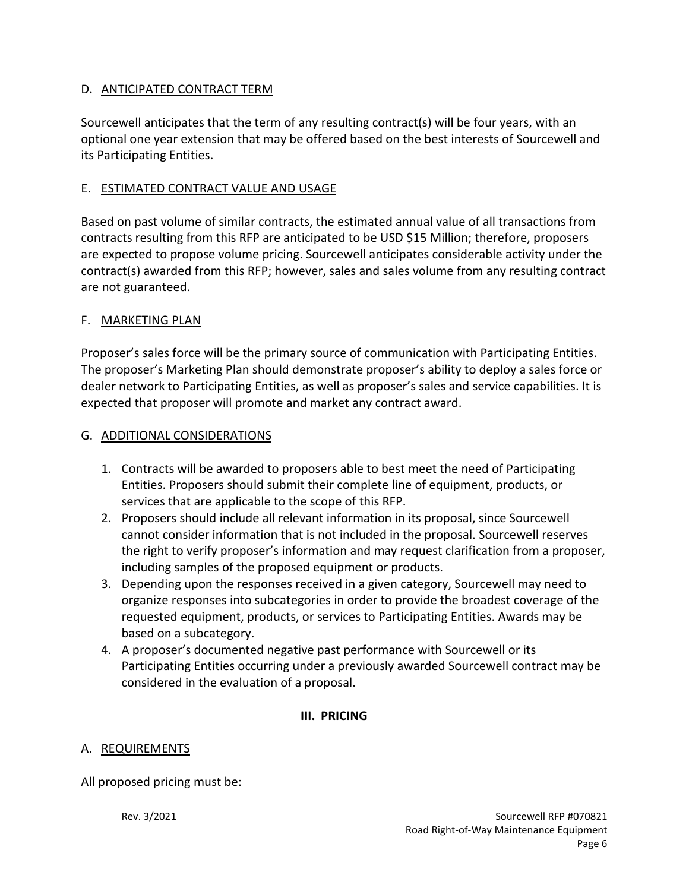### D. ANTICIPATED CONTRACT TERM

Sourcewell anticipates that the term of any resulting contract(s) will be four years, with an optional one year extension that may be offered based on the best interests of Sourcewell and its Participating Entities.

### E. ESTIMATED CONTRACT VALUE AND USAGE

Based on past volume of similar contracts, the estimated annual value of all transactions from contracts resulting from this RFP are anticipated to be USD $15 Million; therefore, proposers are expected to propose volume pricing. Sourcewell anticipates considerable activity under the contract(s) awarded from this RFP; however, sales and sales volume from any resulting contract are not guaranteed.

### F. MARKETING PLAN

Proposer's sales force will be the primary source of communication with Participating Entities. The proposer's Marketing Plan should demonstrate proposer's ability to deploy a sales force or dealer network to Participating Entities, as well as proposer's sales and service capabilities. It is expected that proposer will promote and market any contract award.

### G. ADDITIONAL CONSIDERATIONS

1. Contracts will be awarded to proposers able to best meet the need of Participating Entities. Proposers should submit their complete line of equipment, products, or services that are applicable to the scope of this RFP.
2. Proposers should include all relevant information in its proposal, since Sourcewell cannot consider information that is not included in the proposal. Sourcewell reserves the right to verify proposer's information and may request clarification from a proposer, including samples of the proposed equipment or products.
3. Depending upon the responses received in a given category, Sourcewell may need to organize responses into subcategories in order to provide the broadest coverage of the requested equipment, products, or services to Participating Entities. Awards may be based on a subcategory.
4. A proposer's documented negative past performance with Sourcewell or its Participating Entities occurring under a previously awarded Sourcewell contract may be considered in the evaluation of a proposal.

## III. PRICING

### A. REQUIREMENTS

All proposed pricing must be: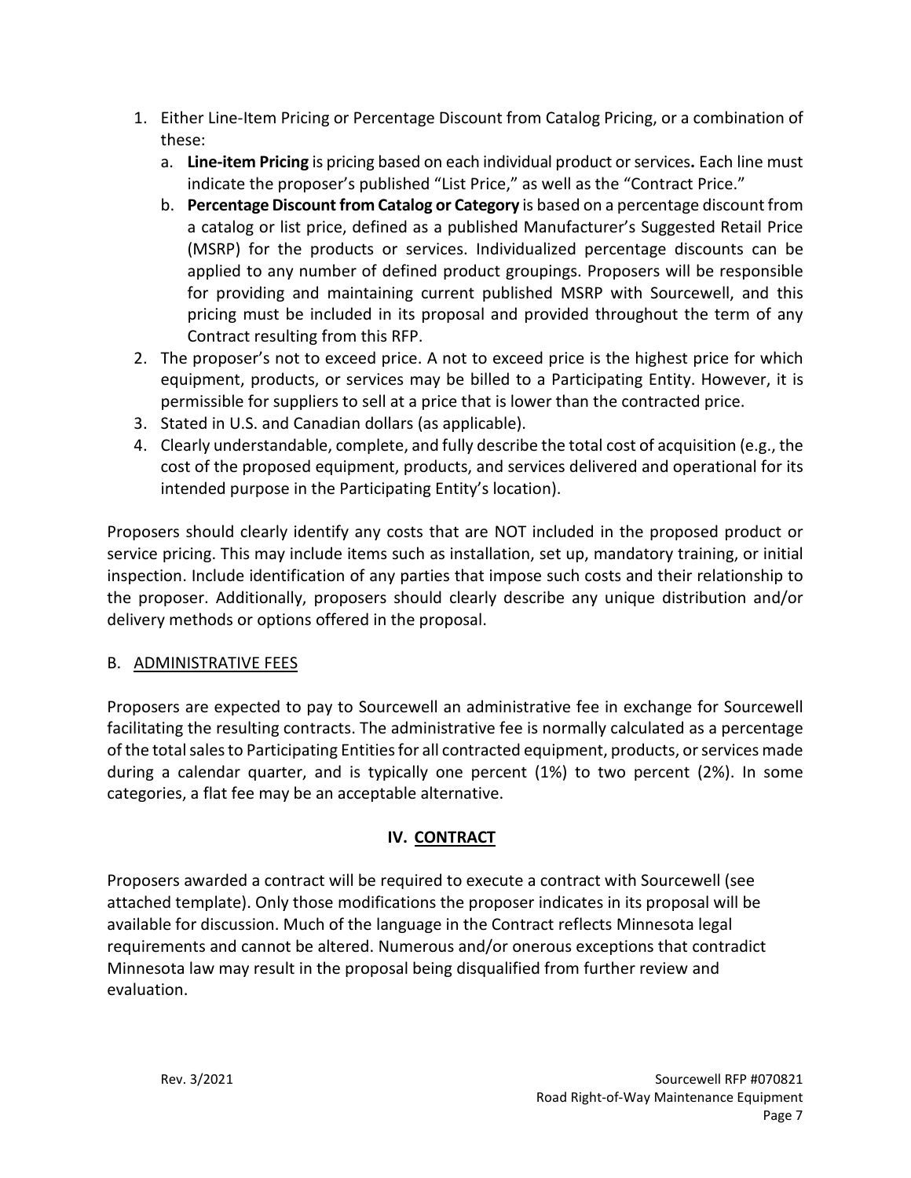1. Either Line-Item Pricing or Percentage Discount from Catalog Pricing, or a combination of these:
   a. **Line-item Pricing** is pricing based on each individual product or services**.** Each line must indicate the proposer's published "List Price," as well as the "Contract Price."
   b. **Percentage Discount from Catalog or Category** is based on a percentage discount from a catalog or list price, defined as a published Manufacturer's Suggested Retail Price (MSRP) for the products or services. Individualized percentage discounts can be applied to any number of defined product groupings. Proposers will be responsible for providing and maintaining current published MSRP with Sourcewell, and this pricing must be included in its proposal and provided throughout the term of any Contract resulting from this RFP.
2. The proposer's not to exceed price. A not to exceed price is the highest price for which equipment, products, or services may be billed to a Participating Entity. However, it is permissible for suppliers to sell at a price that is lower than the contracted price.
3. Stated in U.S. and Canadian dollars (as applicable).
4. Clearly understandable, complete, and fully describe the total cost of acquisition (e.g., the cost of the proposed equipment, products, and services delivered and operational for its intended purpose in the Participating Entity's location).

Proposers should clearly identify any costs that are NOT included in the proposed product or service pricing. This may include items such as installation, set up, mandatory training, or initial inspection. Include identification of any parties that impose such costs and their relationship to the proposer. Additionally, proposers should clearly describe any unique distribution and/or delivery methods or options offered in the proposal.

### B. ADMINISTRATIVE FEES

Proposers are expected to pay to Sourcewell an administrative fee in exchange for Sourcewell facilitating the resulting contracts. The administrative fee is normally calculated as a percentage of the total sales to Participating Entities for all contracted equipment, products, or services made during a calendar quarter, and is typically one percent (1%) to two percent (2%). In some categories, a flat fee may be an acceptable alternative.

## IV. CONTRACT

Proposers awarded a contract will be required to execute a contract with Sourcewell (see attached template). Only those modifications the proposer indicates in its proposal will be available for discussion. Much of the language in the Contract reflects Minnesota legal requirements and cannot be altered. Numerous and/or onerous exceptions that contradict Minnesota law may result in the proposal being disqualified from further review and evaluation.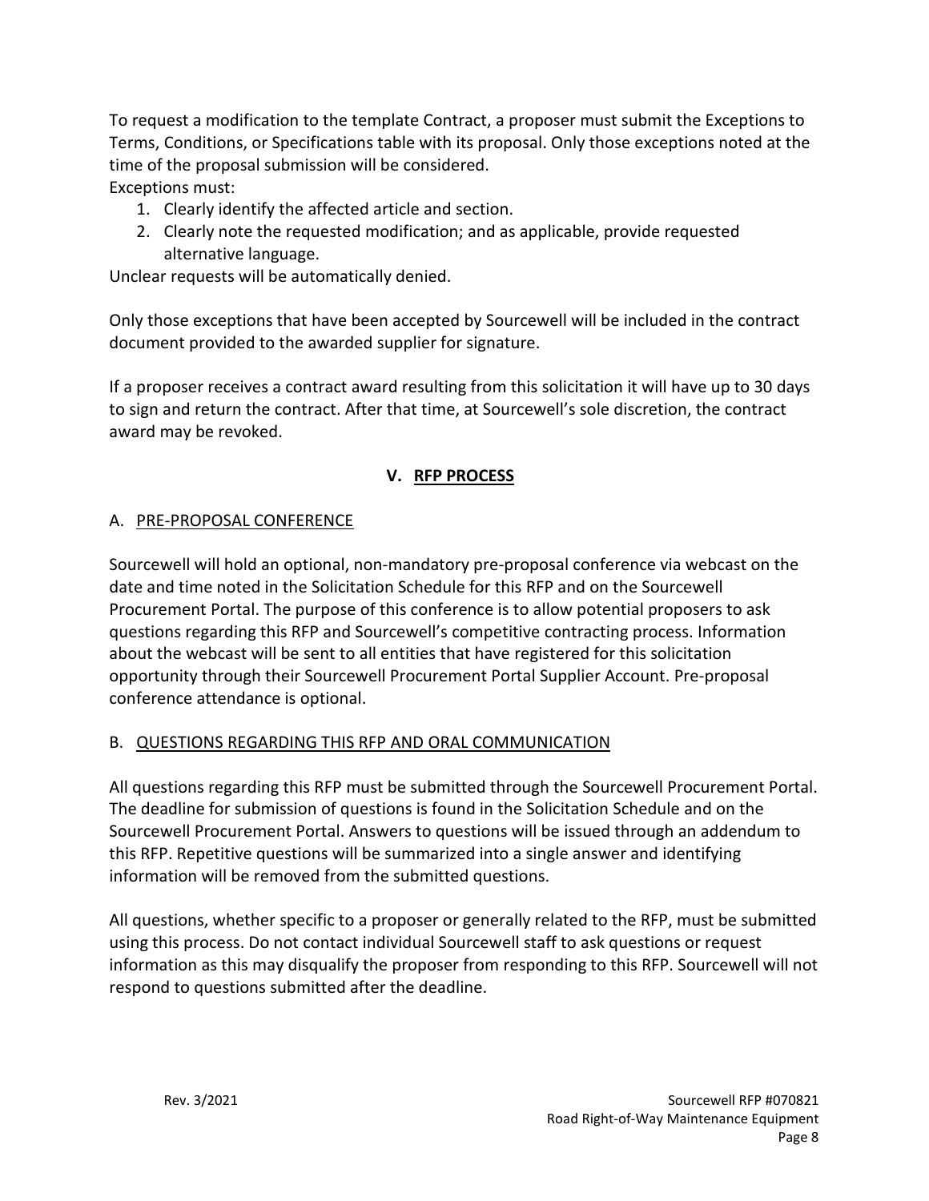To request a modification to the template Contract, a proposer must submit the Exceptions to Terms, Conditions, or Specifications table with its proposal. Only those exceptions noted at the time of the proposal submission will be considered.

Exceptions must:

1. Clearly identify the affected article and section.
2. Clearly note the requested modification; and as applicable, provide requested alternative language.

Unclear requests will be automatically denied.

Only those exceptions that have been accepted by Sourcewell will be included in the contract document provided to the awarded supplier for signature.

If a proposer receives a contract award resulting from this solicitation it will have up to 30 days to sign and return the contract. After that time, at Sourcewell's sole discretion, the contract award may be revoked.

## V. RFP PROCESS

### A. PRE-PROPOSAL CONFERENCE

Sourcewell will hold an optional, non-mandatory pre-proposal conference via webcast on the date and time noted in the Solicitation Schedule for this RFP and on the Sourcewell Procurement Portal. The purpose of this conference is to allow potential proposers to ask questions regarding this RFP and Sourcewell's competitive contracting process. Information about the webcast will be sent to all entities that have registered for this solicitation opportunity through their Sourcewell Procurement Portal Supplier Account. Pre-proposal conference attendance is optional.

### B. QUESTIONS REGARDING THIS RFP AND ORAL COMMUNICATION

All questions regarding this RFP must be submitted through the Sourcewell Procurement Portal. The deadline for submission of questions is found in the Solicitation Schedule and on the Sourcewell Procurement Portal. Answers to questions will be issued through an addendum to this RFP. Repetitive questions will be summarized into a single answer and identifying information will be removed from the submitted questions.

All questions, whether specific to a proposer or generally related to the RFP, must be submitted using this process. Do not contact individual Sourcewell staff to ask questions or request information as this may disqualify the proposer from responding to this RFP. Sourcewell will not respond to questions submitted after the deadline.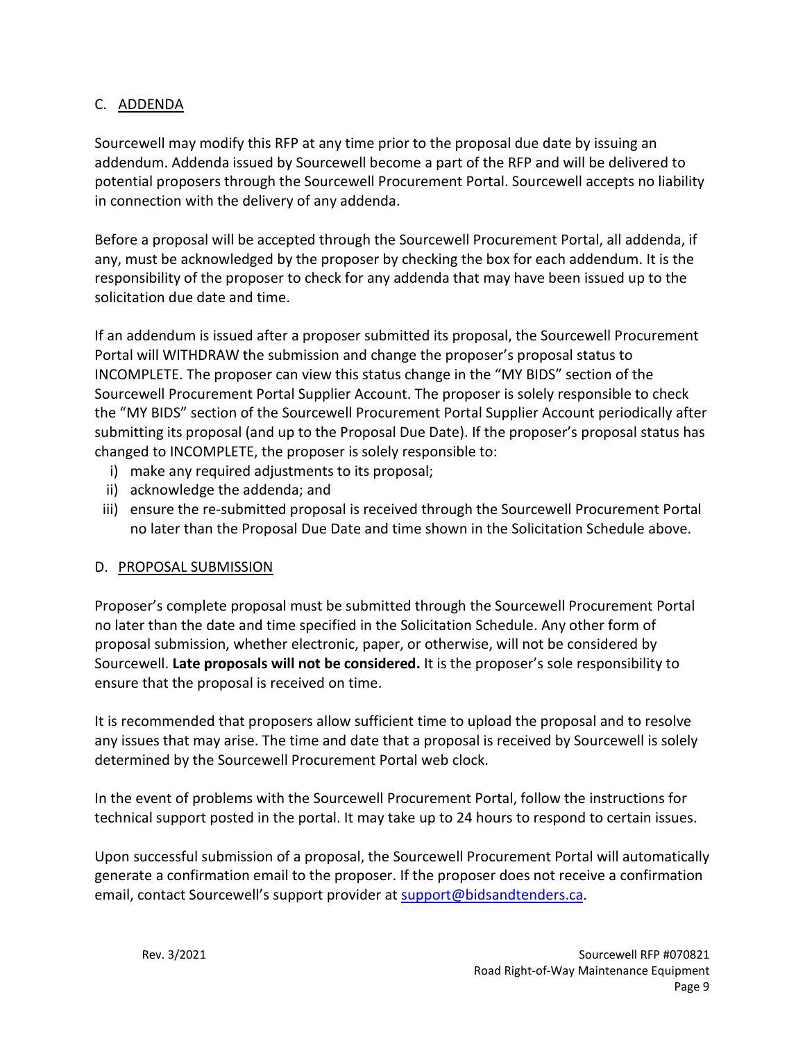## C. ADDENDA

Sourcewell may modify this RFP at any time prior to the proposal due date by issuing an addendum. Addenda issued by Sourcewell become a part of the RFP and will be delivered to potential proposers through the Sourcewell Procurement Portal. Sourcewell accepts no liability in connection with the delivery of any addenda.

Before a proposal will be accepted through the Sourcewell Procurement Portal, all addenda, if any, must be acknowledged by the proposer by checking the box for each addendum. It is the responsibility of the proposer to check for any addenda that may have been issued up to the solicitation due date and time.

If an addendum is issued after a proposer submitted its proposal, the Sourcewell Procurement Portal will WITHDRAW the submission and change the proposer's proposal status to INCOMPLETE. The proposer can view this status change in the "MY BIDS" section of the Sourcewell Procurement Portal Supplier Account. The proposer is solely responsible to check the "MY BIDS" section of the Sourcewell Procurement Portal Supplier Account periodically after submitting its proposal (and up to the Proposal Due Date). If the proposer's proposal status has changed to INCOMPLETE, the proposer is solely responsible to:

i) make any required adjustments to its proposal;
ii) acknowledge the addenda; and
iii) ensure the re-submitted proposal is received through the Sourcewell Procurement Portal no later than the Proposal Due Date and time shown in the Solicitation Schedule above.

## D. PROPOSAL SUBMISSION

Proposer's complete proposal must be submitted through the Sourcewell Procurement Portal no later than the date and time specified in the Solicitation Schedule. Any other form of proposal submission, whether electronic, paper, or otherwise, will not be considered by Sourcewell. **Late proposals will not be considered.** It is the proposer's sole responsibility to ensure that the proposal is received on time.

It is recommended that proposers allow sufficient time to upload the proposal and to resolve any issues that may arise. The time and date that a proposal is received by Sourcewell is solely determined by the Sourcewell Procurement Portal web clock.

In the event of problems with the Sourcewell Procurement Portal, follow the instructions for technical support posted in the portal. It may take up to 24 hours to respond to certain issues.

Upon successful submission of a proposal, the Sourcewell Procurement Portal will automatically generate a confirmation email to the proposer. If the proposer does not receive a confirmation email, contact Sourcewell's support provider at support@bidsandtenders.ca.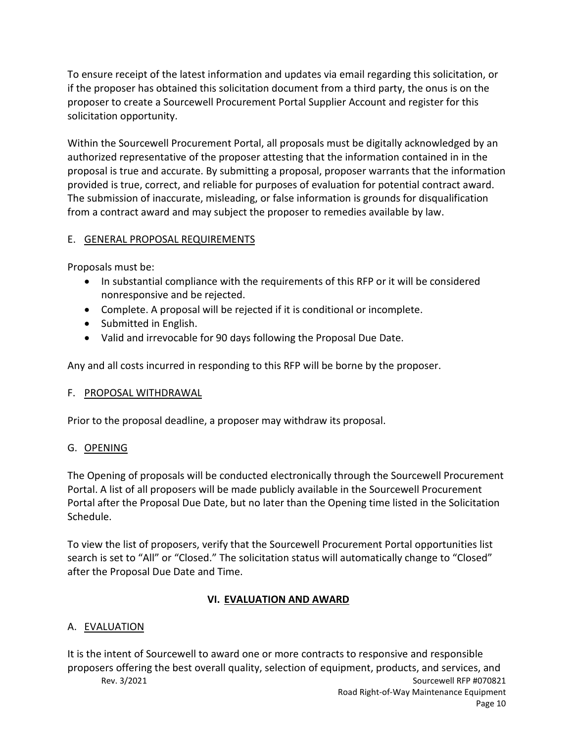To ensure receipt of the latest information and updates via email regarding this solicitation, or if the proposer has obtained this solicitation document from a third party, the onus is on the proposer to create a Sourcewell Procurement Portal Supplier Account and register for this solicitation opportunity.

Within the Sourcewell Procurement Portal, all proposals must be digitally acknowledged by an authorized representative of the proposer attesting that the information contained in in the proposal is true and accurate. By submitting a proposal, proposer warrants that the information provided is true, correct, and reliable for purposes of evaluation for potential contract award. The submission of inaccurate, misleading, or false information is grounds for disqualification from a contract award and may subject the proposer to remedies available by law.

### E. GENERAL PROPOSAL REQUIREMENTS

Proposals must be:

- In substantial compliance with the requirements of this RFP or it will be considered nonresponsive and be rejected.
- Complete. A proposal will be rejected if it is conditional or incomplete.
- Submitted in English.
- Valid and irrevocable for 90 days following the Proposal Due Date.

Any and all costs incurred in responding to this RFP will be borne by the proposer.

### F. PROPOSAL WITHDRAWAL

Prior to the proposal deadline, a proposer may withdraw its proposal.

### G. OPENING

The Opening of proposals will be conducted electronically through the Sourcewell Procurement Portal. A list of all proposers will be made publicly available in the Sourcewell Procurement Portal after the Proposal Due Date, but no later than the Opening time listed in the Solicitation Schedule.

To view the list of proposers, verify that the Sourcewell Procurement Portal opportunities list search is set to "All" or "Closed." The solicitation status will automatically change to "Closed" after the Proposal Due Date and Time.

## VI. EVALUATION AND AWARD

### A. EVALUATION

It is the intent of Sourcewell to award one or more contracts to responsive and responsible proposers offering the best overall quality, selection of equipment, products, and services, and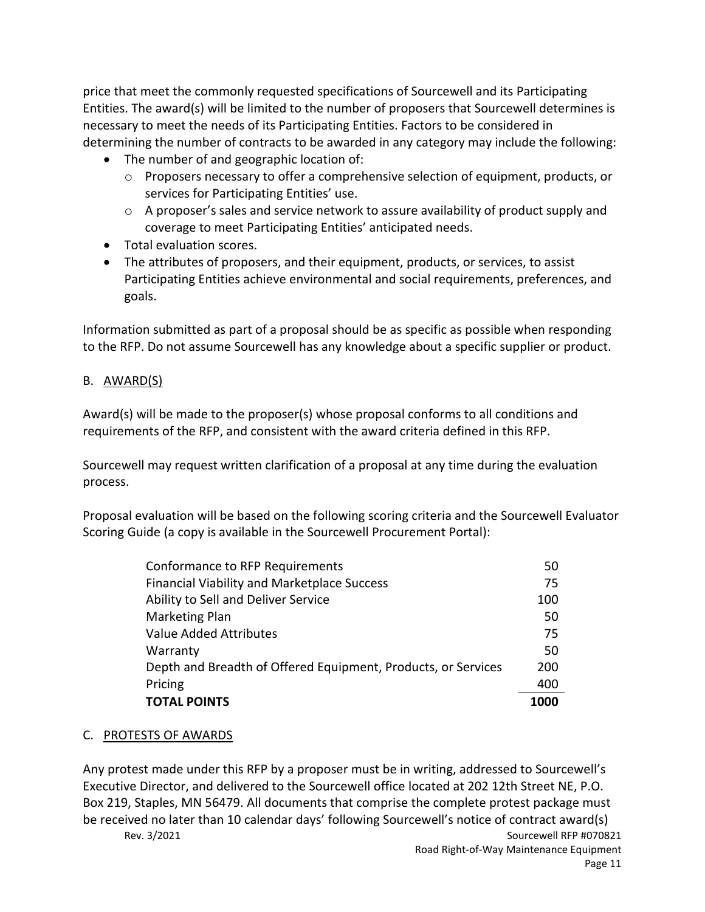price that meet the commonly requested specifications of Sourcewell and its Participating Entities. The award(s) will be limited to the number of proposers that Sourcewell determines is necessary to meet the needs of its Participating Entities. Factors to be considered in determining the number of contracts to be awarded in any category may include the following:

- The number of and geographic location of:
  - Proposers necessary to offer a comprehensive selection of equipment, products, or services for Participating Entities' use.
  - A proposer's sales and service network to assure availability of product supply and coverage to meet Participating Entities' anticipated needs.
- Total evaluation scores.
- The attributes of proposers, and their equipment, products, or services, to assist Participating Entities achieve environmental and social requirements, preferences, and goals.

Information submitted as part of a proposal should be as specific as possible when responding to the RFP. Do not assume Sourcewell has any knowledge about a specific supplier or product.

## B. AWARD(S)

Award(s) will be made to the proposer(s) whose proposal conforms to all conditions and requirements of the RFP, and consistent with the award criteria defined in this RFP.

Sourcewell may request written clarification of a proposal at any time during the evaluation process.

Proposal evaluation will be based on the following scoring criteria and the Sourcewell Evaluator Scoring Guide (a copy is available in the Sourcewell Procurement Portal):

| Criteria | Points |
|---|---|
| Conformance to RFP Requirements | 50 |
| Financial Viability and Marketplace Success | 75 |
| Ability to Sell and Deliver Service | 100 |
| Marketing Plan | 50 |
| Value Added Attributes | 75 |
| Warranty | 50 |
| Depth and Breadth of Offered Equipment, Products, or Services | 200 |
| Pricing | 400 |
| **TOTAL POINTS** | **1000** |

## C. PROTESTS OF AWARDS

Any protest made under this RFP by a proposer must be in writing, addressed to Sourcewell's Executive Director, and delivered to the Sourcewell office located at 202 12th Street NE, P.O. Box 219, Staples, MN 56479. All documents that comprise the complete protest package must be received no later than 10 calendar days' following Sourcewell's notice of contract award(s)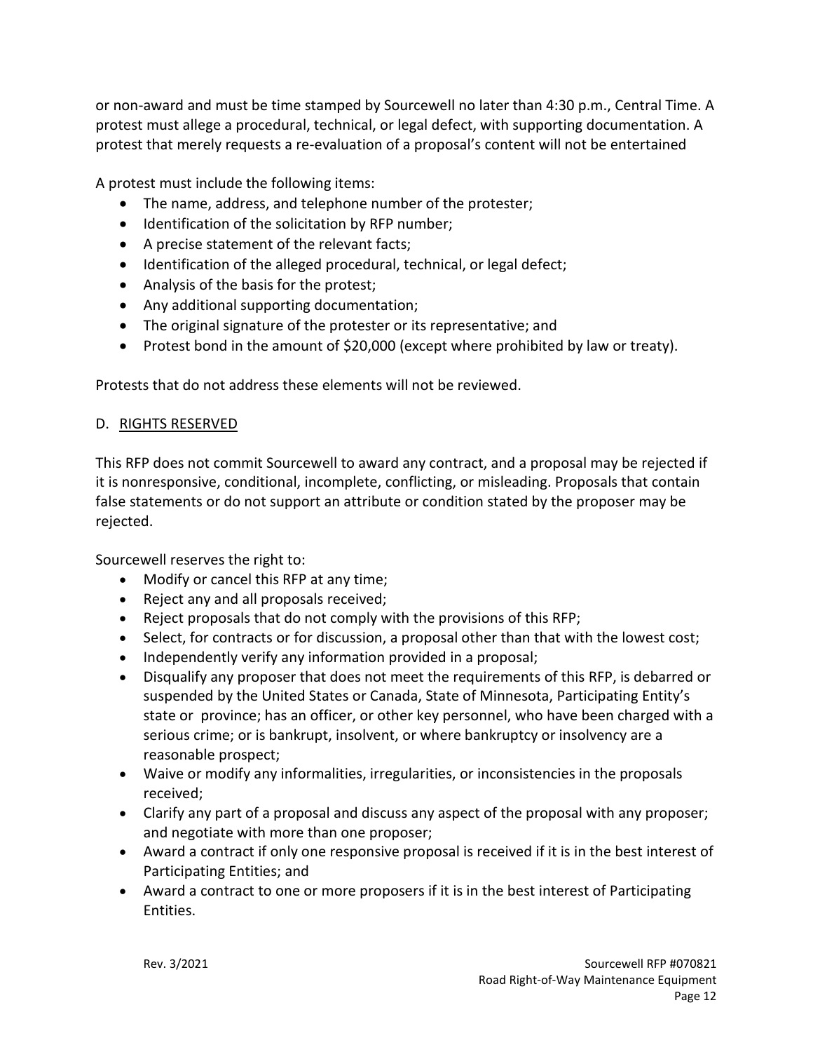or non-award and must be time stamped by Sourcewell no later than 4:30 p.m., Central Time. A protest must allege a procedural, technical, or legal defect, with supporting documentation. A protest that merely requests a re-evaluation of a proposal's content will not be entertained

A protest must include the following items:

- The name, address, and telephone number of the protester;
- Identification of the solicitation by RFP number;
- A precise statement of the relevant facts;
- Identification of the alleged procedural, technical, or legal defect;
- Analysis of the basis for the protest;
- Any additional supporting documentation;
- The original signature of the protester or its representative; and
- Protest bond in the amount of $20,000 (except where prohibited by law or treaty).

Protests that do not address these elements will not be reviewed.

D. RIGHTS RESERVED

This RFP does not commit Sourcewell to award any contract, and a proposal may be rejected if it is nonresponsive, conditional, incomplete, conflicting, or misleading. Proposals that contain false statements or do not support an attribute or condition stated by the proposer may be rejected.

Sourcewell reserves the right to:

- Modify or cancel this RFP at any time;
- Reject any and all proposals received;
- Reject proposals that do not comply with the provisions of this RFP;
- Select, for contracts or for discussion, a proposal other than that with the lowest cost;
- Independently verify any information provided in a proposal;
- Disqualify any proposer that does not meet the requirements of this RFP, is debarred or suspended by the United States or Canada, State of Minnesota, Participating Entity's state or province; has an officer, or other key personnel, who have been charged with a serious crime; or is bankrupt, insolvent, or where bankruptcy or insolvency are a reasonable prospect;
- Waive or modify any informalities, irregularities, or inconsistencies in the proposals received;
- Clarify any part of a proposal and discuss any aspect of the proposal with any proposer; and negotiate with more than one proposer;
- Award a contract if only one responsive proposal is received if it is in the best interest of Participating Entities; and
- Award a contract to one or more proposers if it is in the best interest of Participating Entities.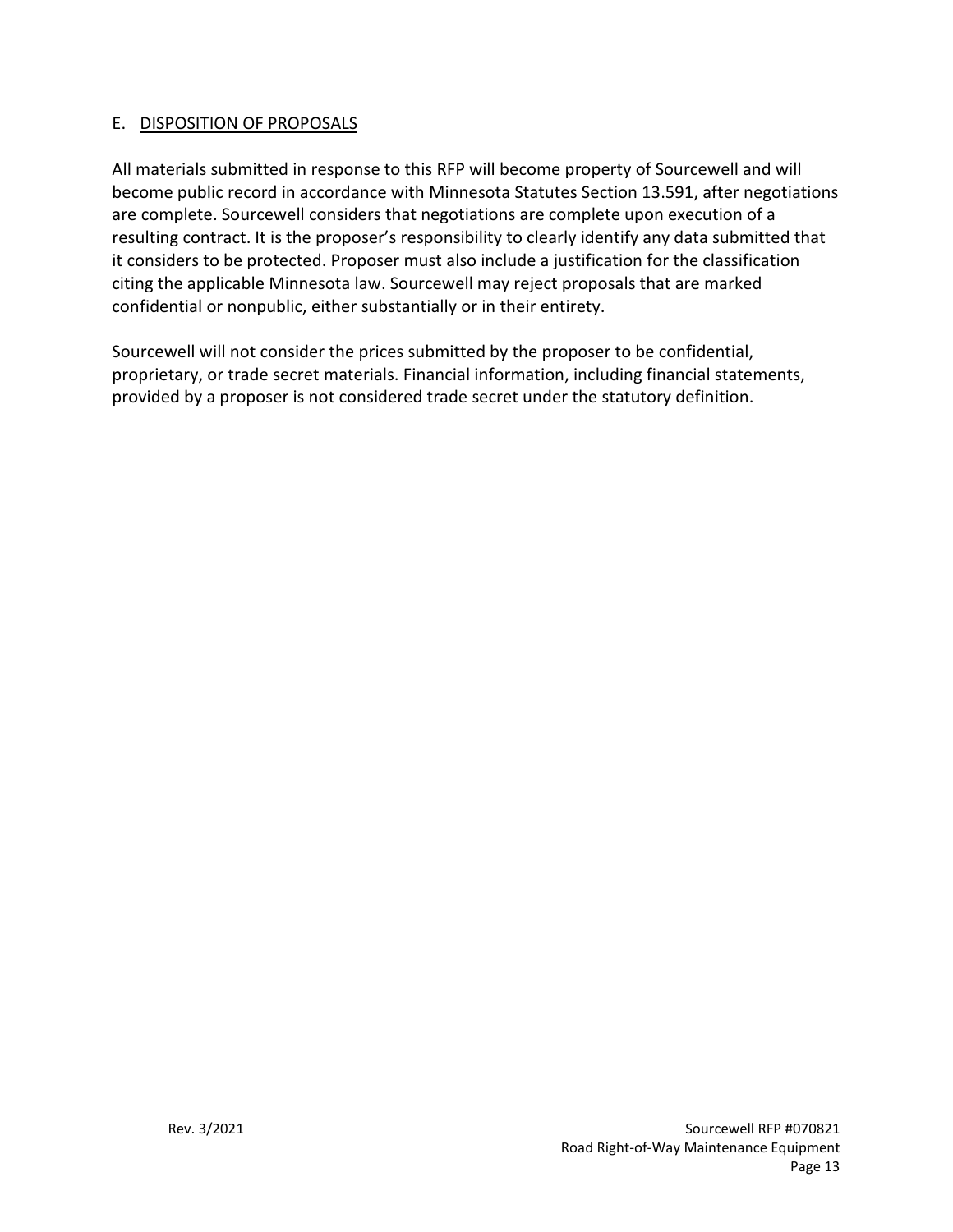### E. DISPOSITION OF PROPOSALS

All materials submitted in response to this RFP will become property of Sourcewell and will become public record in accordance with Minnesota Statutes Section 13.591, after negotiations are complete. Sourcewell considers that negotiations are complete upon execution of a resulting contract. It is the proposer's responsibility to clearly identify any data submitted that it considers to be protected. Proposer must also include a justification for the classification citing the applicable Minnesota law. Sourcewell may reject proposals that are marked confidential or nonpublic, either substantially or in their entirety.

Sourcewell will not consider the prices submitted by the proposer to be confidential, proprietary, or trade secret materials. Financial information, including financial statements, provided by a proposer is not considered trade secret under the statutory definition.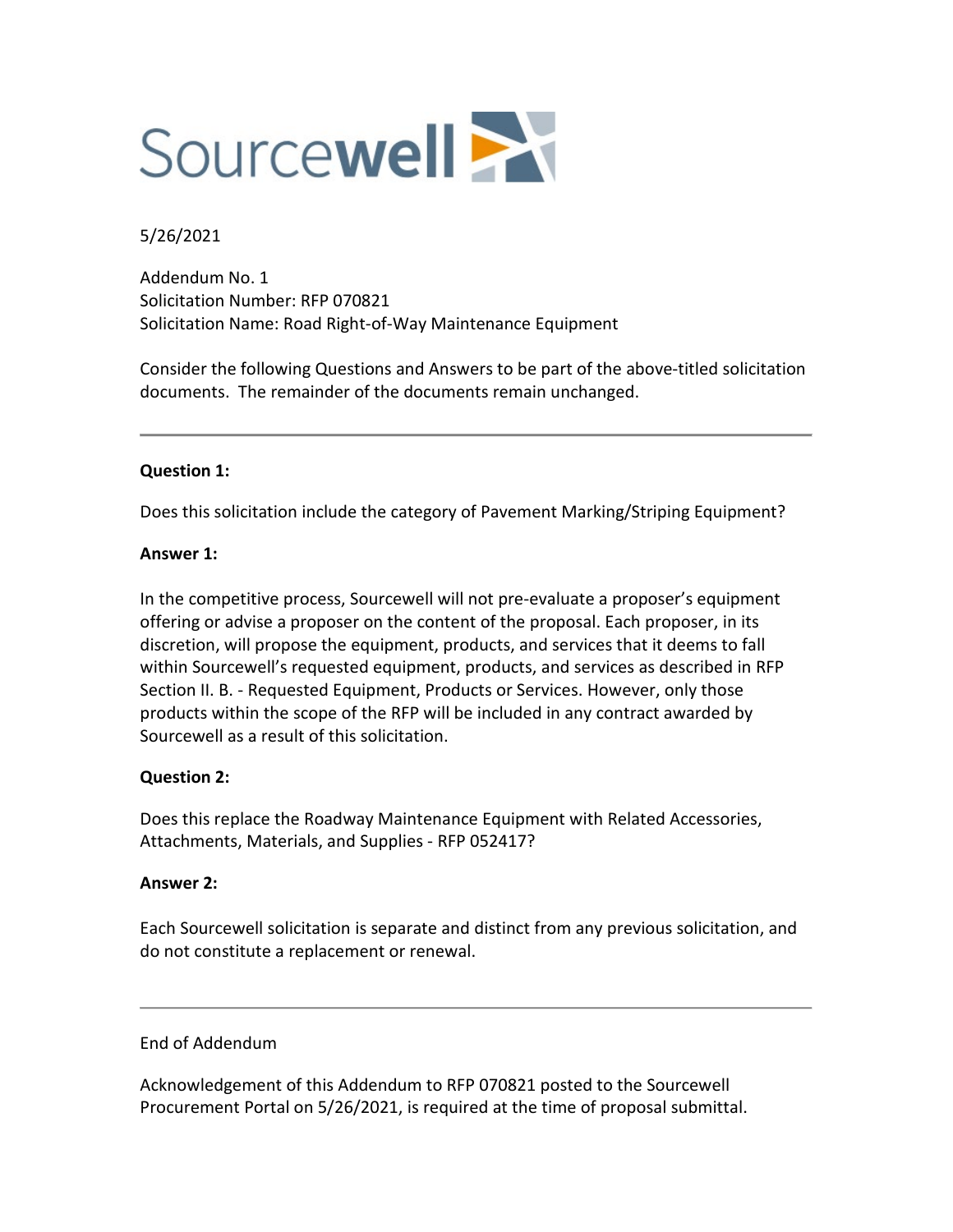Sourcewell

5/26/2021

Addendum No. 1
Solicitation Number: RFP 070821
Solicitation Name: Road Right-of-Way Maintenance Equipment

Consider the following Questions and Answers to be part of the above-titled solicitation documents. The remainder of the documents remain unchanged.

---

**Question 1:**

Does this solicitation include the category of Pavement Marking/Striping Equipment?

**Answer 1:**

In the competitive process, Sourcewell will not pre-evaluate a proposer's equipment offering or advise a proposer on the content of the proposal. Each proposer, in its discretion, will propose the equipment, products, and services that it deems to fall within Sourcewell's requested equipment, products, and services as described in RFP Section II. B. - Requested Equipment, Products or Services. However, only those products within the scope of the RFP will be included in any contract awarded by Sourcewell as a result of this solicitation.

**Question 2:**

Does this replace the Roadway Maintenance Equipment with Related Accessories, Attachments, Materials, and Supplies - RFP 052417?

**Answer 2:**

Each Sourcewell solicitation is separate and distinct from any previous solicitation, and do not constitute a replacement or renewal.

---

End of Addendum

Acknowledgement of this Addendum to RFP 070821 posted to the Sourcewell Procurement Portal on 5/26/2021, is required at the time of proposal submittal.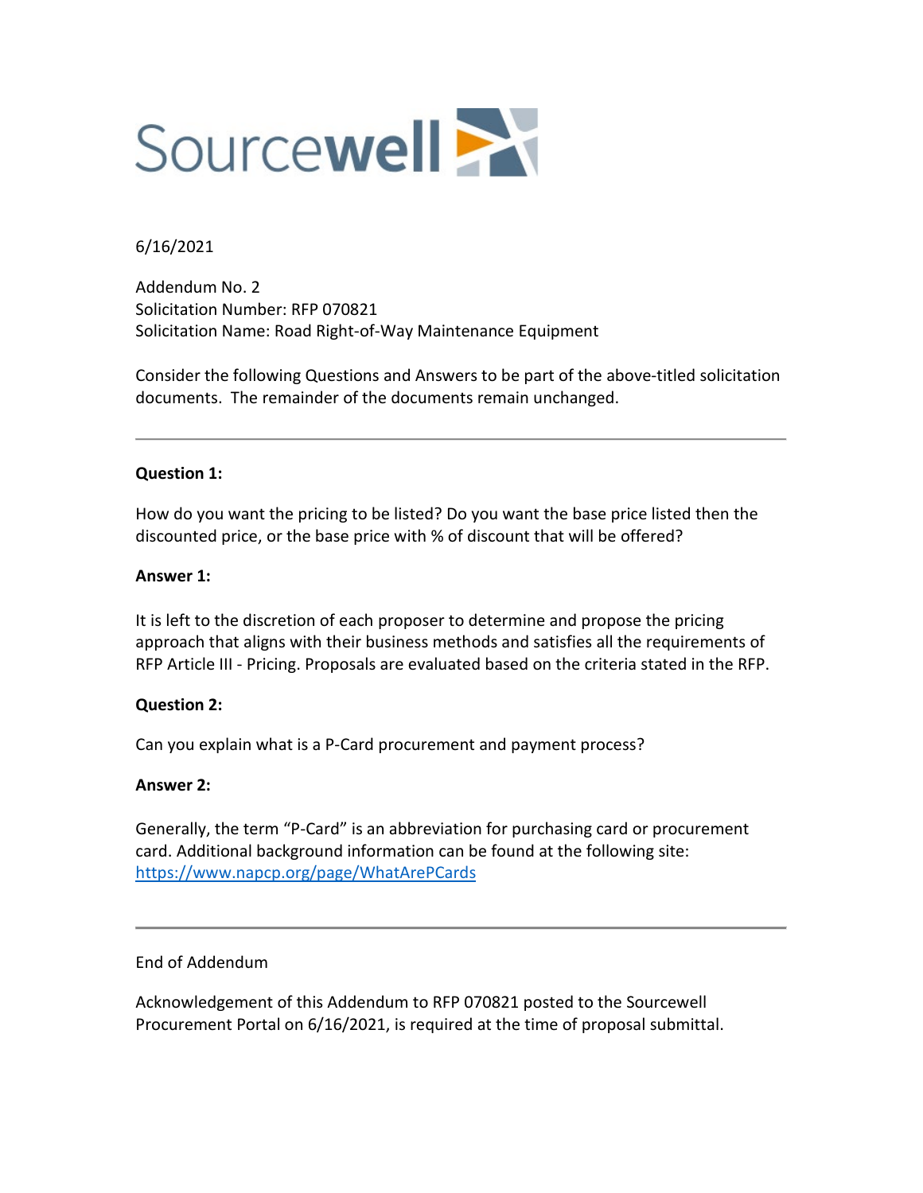Sourcewell

6/16/2021

Addendum No. 2
Solicitation Number: RFP 070821
Solicitation Name: Road Right-of-Way Maintenance Equipment

Consider the following Questions and Answers to be part of the above-titled solicitation documents. The remainder of the documents remain unchanged.

---

**Question 1:**

How do you want the pricing to be listed? Do you want the base price listed then the discounted price, or the base price with % of discount that will be offered?

**Answer 1:**

It is left to the discretion of each proposer to determine and propose the pricing approach that aligns with their business methods and satisfies all the requirements of RFP Article III - Pricing. Proposals are evaluated based on the criteria stated in the RFP.

**Question 2:**

Can you explain what is a P-Card procurement and payment process?

**Answer 2:**

Generally, the term "P-Card" is an abbreviation for purchasing card or procurement card. Additional background information can be found at the following site: [https://www.napcp.org/page/WhatArePCards](https://www.napcp.org/page/WhatArePCards)

---

End of Addendum

Acknowledgement of this Addendum to RFP 070821 posted to the Sourcewell Procurement Portal on 6/16/2021, is required at the time of proposal submittal.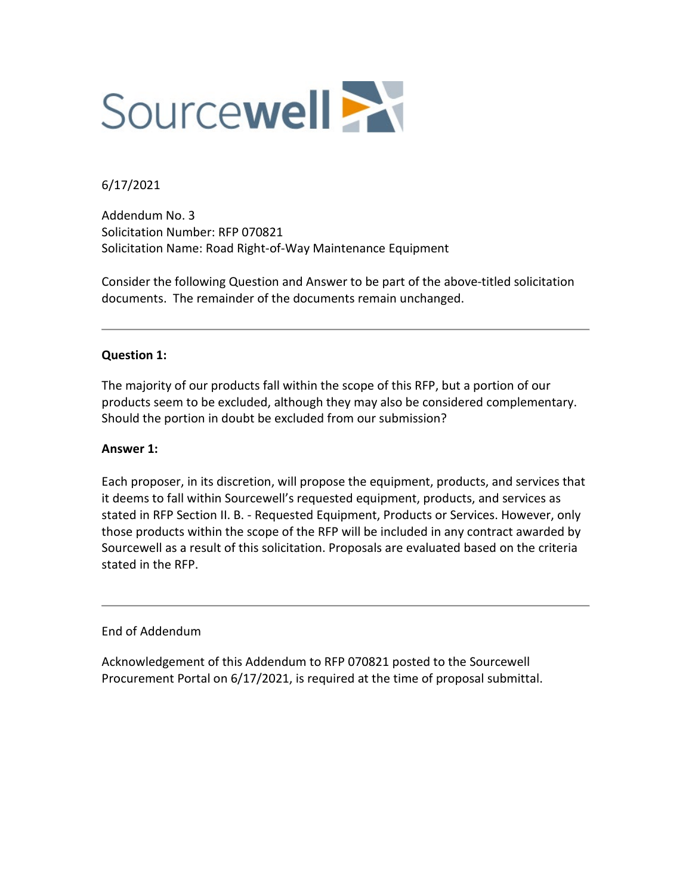Sourcewell

6/17/2021

Addendum No. 3
Solicitation Number: RFP 070821
Solicitation Name: Road Right-of-Way Maintenance Equipment

Consider the following Question and Answer to be part of the above-titled solicitation documents. The remainder of the documents remain unchanged.

---

**Question 1:**

The majority of our products fall within the scope of this RFP, but a portion of our products seem to be excluded, although they may also be considered complementary. Should the portion in doubt be excluded from our submission?

**Answer 1:**

Each proposer, in its discretion, will propose the equipment, products, and services that it deems to fall within Sourcewell's requested equipment, products, and services as stated in RFP Section II. B. - Requested Equipment, Products or Services. However, only those products within the scope of the RFP will be included in any contract awarded by Sourcewell as a result of this solicitation. Proposals are evaluated based on the criteria stated in the RFP.

---

End of Addendum

Acknowledgement of this Addendum to RFP 070821 posted to the Sourcewell Procurement Portal on 6/17/2021, is required at the time of proposal submittal.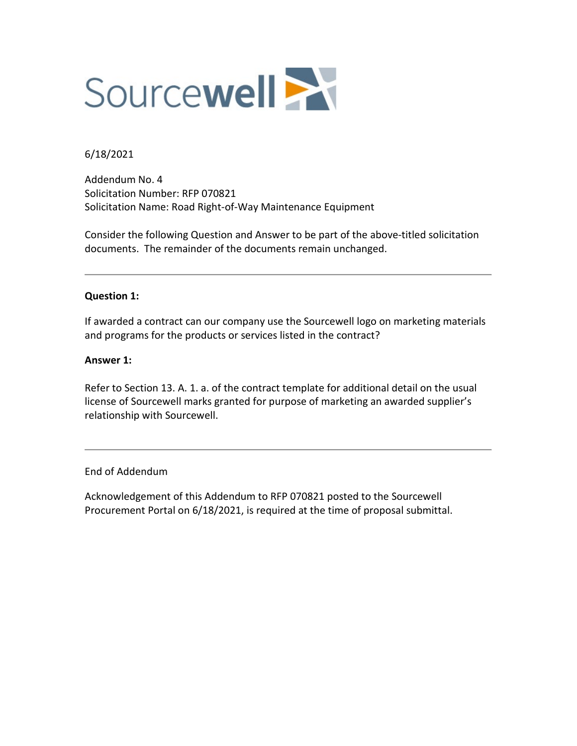Sourcewell

6/18/2021

Addendum No. 4
Solicitation Number: RFP 070821
Solicitation Name: Road Right-of-Way Maintenance Equipment

Consider the following Question and Answer to be part of the above-titled solicitation documents. The remainder of the documents remain unchanged.

---

**Question 1:**

If awarded a contract can our company use the Sourcewell logo on marketing materials and programs for the products or services listed in the contract?

**Answer 1:**

Refer to Section 13. A. 1. a. of the contract template for additional detail on the usual license of Sourcewell marks granted for purpose of marketing an awarded supplier's relationship with Sourcewell.

---

End of Addendum

Acknowledgement of this Addendum to RFP 070821 posted to the Sourcewell Procurement Portal on 6/18/2021, is required at the time of proposal submittal.